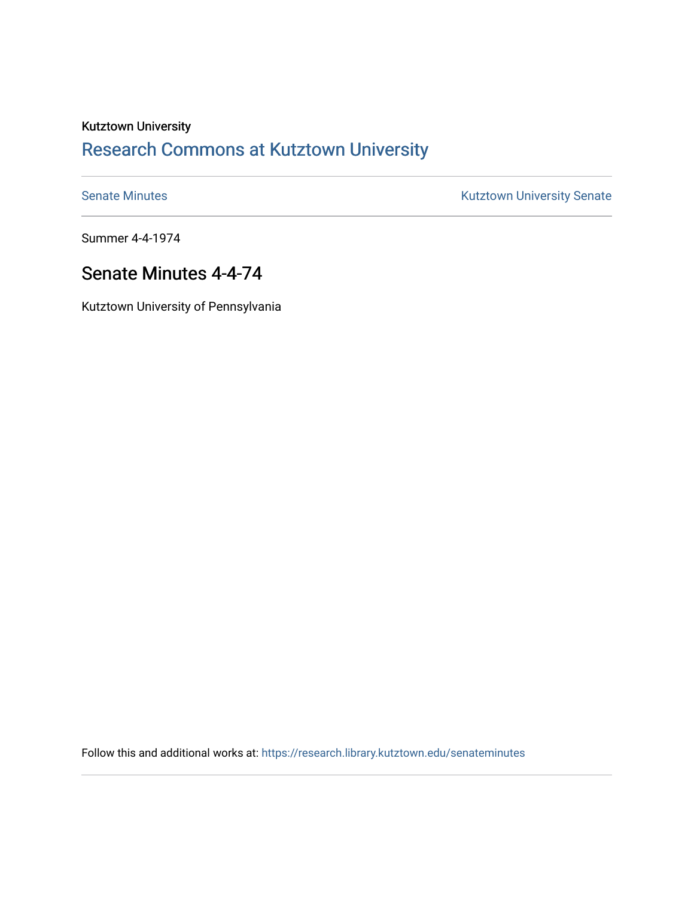Kutztown University

# Research Commons at Kutztown University

Senate Minutes

Kutztown University Senate

Summer 4-4-1974

## Senate Minutes 4-4-74

Kutztown University of Pennsylvania

Follow this and additional works at: https://research.library.kutztown.edu/senateminutes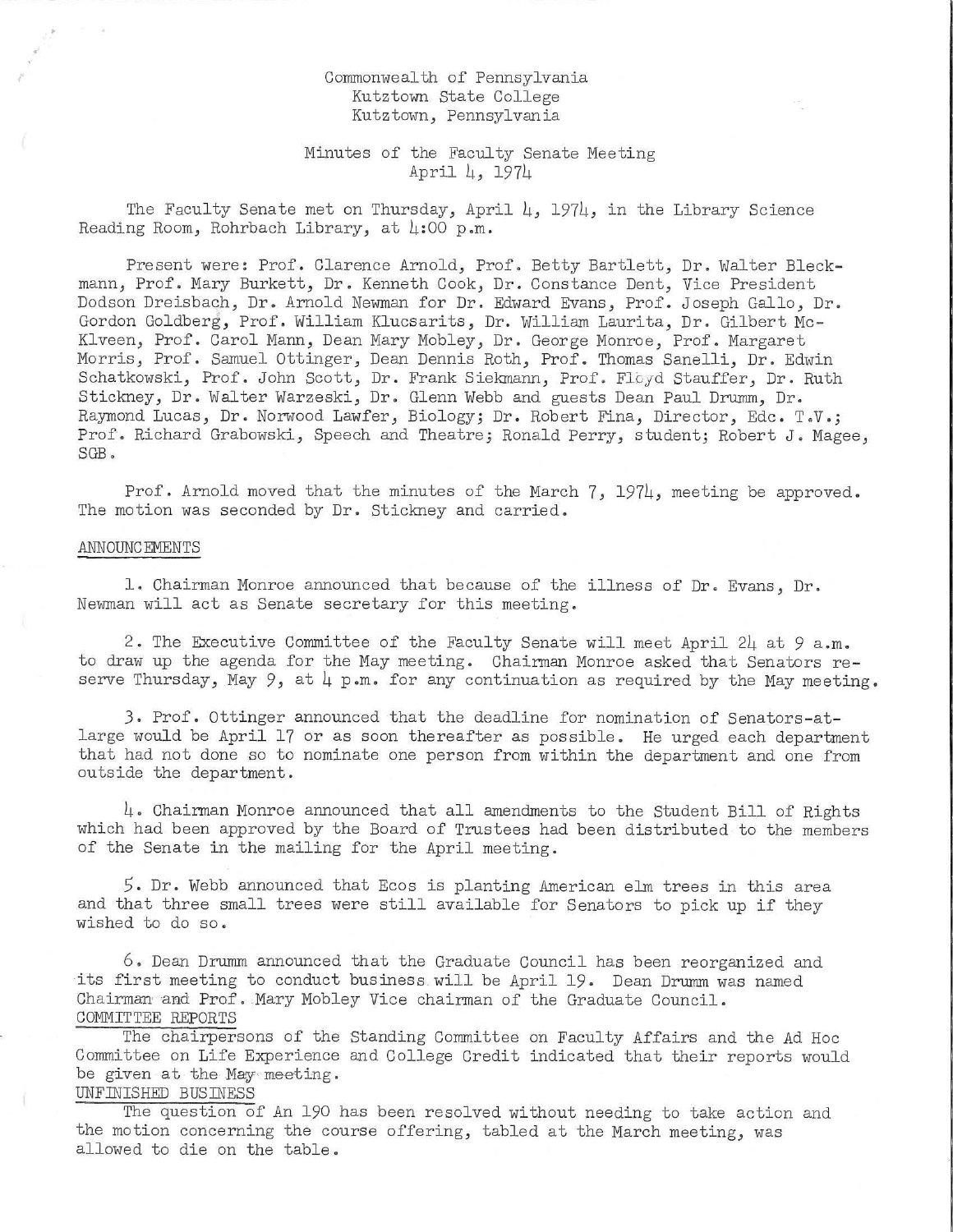Commonwealth of Pennsylvania
Kutztown State College
Kutztown, Pennsylvania

Minutes of the Faculty Senate Meeting
April 4, 1974

The Faculty Senate met on Thursday, April 4, 1974, in the Library Science Reading Room, Rohrbach Library, at 4:00 p.m.

Present were: Prof. Clarence Arnold, Prof. Betty Bartlett, Dr. Walter Bleckmann, Prof. Mary Burkett, Dr. Kenneth Cook, Dr. Constance Dent, Vice President Dodson Dreisbach, Dr. Arnold Newman for Dr. Edward Evans, Prof. Joseph Gallo, Dr. Gordon Goldberg, Prof. William Klucsarits, Dr. William Laurita, Dr. Gilbert McKlveen, Prof. Carol Mann, Dean Mary Mobley, Dr. George Monroe, Prof. Margaret Morris, Prof. Samuel Ottinger, Dean Dennis Roth, Prof. Thomas Sanelli, Dr. Edwin Schatkowski, Prof. John Scott, Dr. Frank Siekmann, Prof. Floyd Stauffer, Dr. Ruth Stickney, Dr. Walter Warzeski, Dr. Glenn Webb and guests Dean Paul Drumm, Dr. Raymond Lucas, Dr. Norwood Lawfer, Biology; Dr. Robert Fina, Director, Edc. T.V.; Prof. Richard Grabowski, Speech and Theatre; Ronald Perry, student; Robert J. Magee, SGB.

Prof. Arnold moved that the minutes of the March 7, 1974, meeting be approved. The motion was seconded by Dr. Stickney and carried.

## ANNOUNCEMENTS

1. Chairman Monroe announced that because of the illness of Dr. Evans, Dr. Newman will act as Senate secretary for this meeting.

2. The Executive Committee of the Faculty Senate will meet April 24 at 9 a.m. to draw up the agenda for the May meeting. Chairman Monroe asked that Senators reserve Thursday, May 9, at 4 p.m. for any continuation as required by the May meeting.

3. Prof. Ottinger announced that the deadline for nomination of Senators-at-large would be April 17 or as soon thereafter as possible. He urged each department that had not done so to nominate one person from within the department and one from outside the department.

4. Chairman Monroe announced that all amendments to the Student Bill of Rights which had been approved by the Board of Trustees had been distributed to the members of the Senate in the mailing for the April meeting.

5. Dr. Webb announced that Ecos is planting American elm trees in this area and that three small trees were still available for Senators to pick up if they wished to do so.

6. Dean Drumm announced that the Graduate Council has been reorganized and its first meeting to conduct business will be April 19. Dean Drumm was named Chairman and Prof. Mary Mobley Vice chairman of the Graduate Council.

## COMMITTEE REPORTS

The chairpersons of the Standing Committee on Faculty Affairs and the Ad Hoc Committee on Life Experience and College Credit indicated that their reports would be given at the May meeting.

## UNFINISHED BUSINESS

The question of An 190 has been resolved without needing to take action and the motion concerning the course offering, tabled at the March meeting, was allowed to die on the table.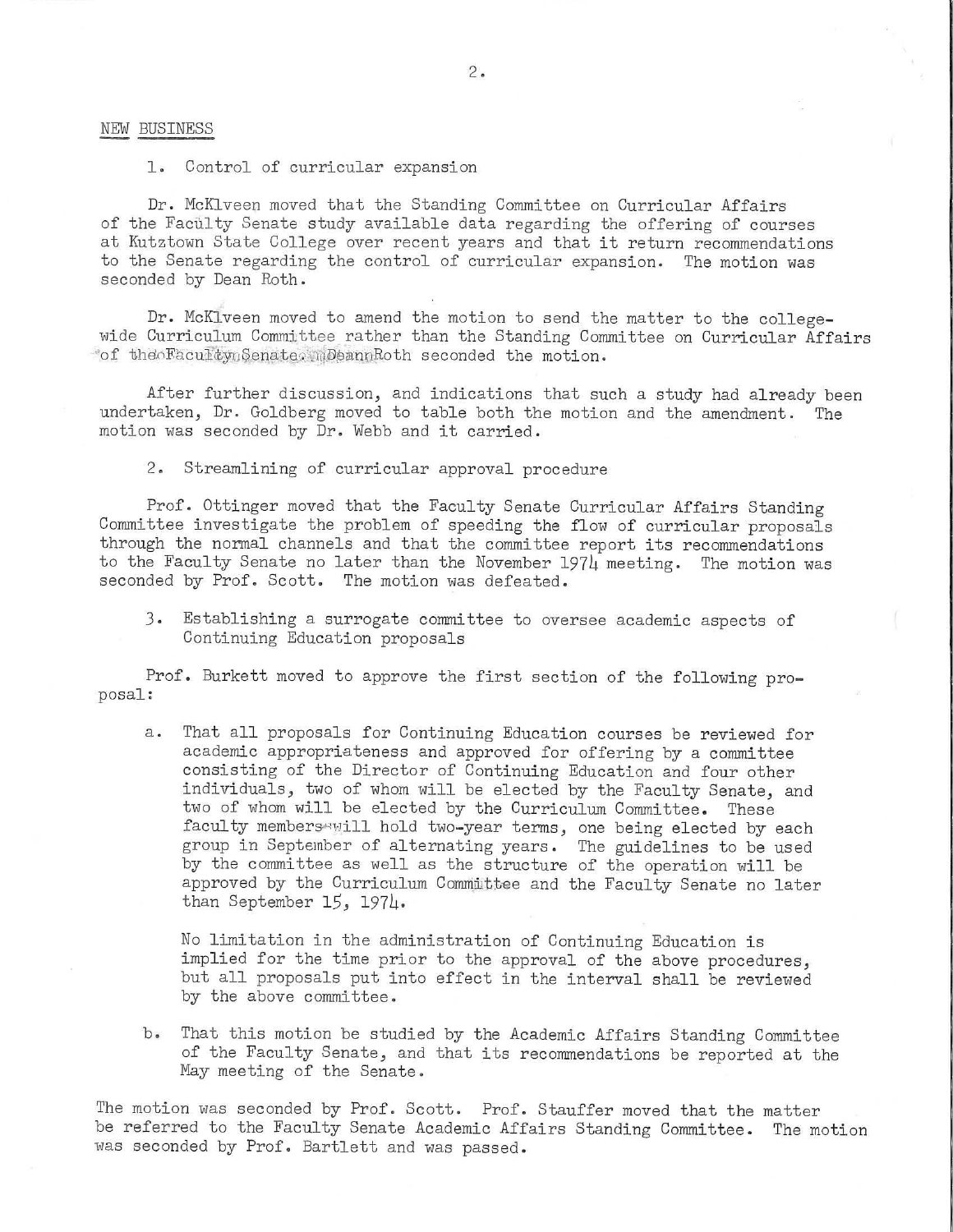NEW BUSINESS

1. Control of curricular expansion

Dr. McKlveen moved that the Standing Committee on Curricular Affairs of the Faculty Senate study available data regarding the offering of courses at Kutztown State College over recent years and that it return recommendations to the Senate regarding the control of curricular expansion. The motion was seconded by Dean Roth.

Dr. McKlveen moved to amend the motion to send the matter to the college-wide Curriculum Committee rather than the Standing Committee on Curricular Affairs of the Faculty Senate. Dean Roth seconded the motion.

After further discussion, and indications that such a study had already been undertaken, Dr. Goldberg moved to table both the motion and the amendment. The motion was seconded by Dr. Webb and it carried.

2. Streamlining of curricular approval procedure

Prof. Ottinger moved that the Faculty Senate Curricular Affairs Standing Committee investigate the problem of speeding the flow of curricular proposals through the normal channels and that the committee report its recommendations to the Faculty Senate no later than the November 1974 meeting. The motion was seconded by Prof. Scott. The motion was defeated.

3. Establishing a surrogate committee to oversee academic aspects of Continuing Education proposals

Prof. Burkett moved to approve the first section of the following proposal:

a. That all proposals for Continuing Education courses be reviewed for academic appropriateness and approved for offering by a committee consisting of the Director of Continuing Education and four other individuals, two of whom will be elected by the Faculty Senate, and two of whom will be elected by the Curriculum Committee. These faculty members will hold two-year terms, one being elected by each group in September of alternating years. The guidelines to be used by the committee as well as the structure of the operation will be approved by the Curriculum Committee and the Faculty Senate no later than September 15, 1974.

   No limitation in the administration of Continuing Education is implied for the time prior to the approval of the above procedures, but all proposals put into effect in the interval shall be reviewed by the above committee.

b. That this motion be studied by the Academic Affairs Standing Committee of the Faculty Senate, and that its recommendations be reported at the May meeting of the Senate.

The motion was seconded by Prof. Scott. Prof. Stauffer moved that the matter be referred to the Faculty Senate Academic Affairs Standing Committee. The motion was seconded by Prof. Bartlett and was passed.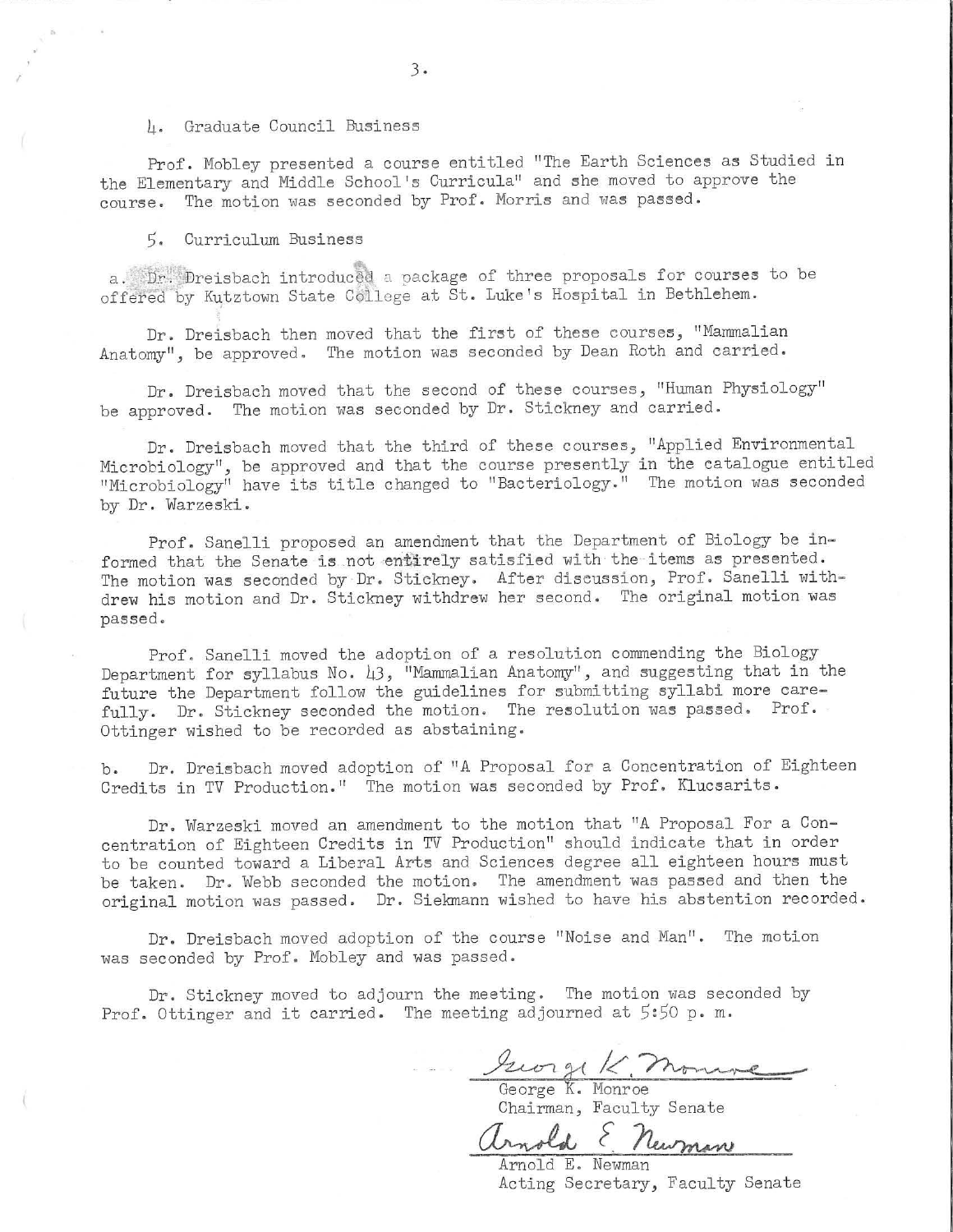4. Graduate Council Business

Prof. Mobley presented a course entitled "The Earth Sciences as Studied in the Elementary and Middle School's Curricula" and she moved to approve the course. The motion was seconded by Prof. Morris and was passed.

5. Curriculum Business

a. Dr. Dreisbach introduced a package of three proposals for courses to be offered by Kutztown State College at St. Luke's Hospital in Bethlehem.

Dr. Dreisbach then moved that the first of these courses, "Mammalian Anatomy", be approved. The motion was seconded by Dean Roth and carried.

Dr. Dreisbach moved that the second of these courses, "Human Physiology" be approved. The motion was seconded by Dr. Stickney and carried.

Dr. Dreisbach moved that the third of these courses, "Applied Environmental Microbiology", be approved and that the course presently in the catalogue entitled "Microbiology" have its title changed to "Bacteriology." The motion was seconded by Dr. Warzeski.

Prof. Sanelli proposed an amendment that the Department of Biology be informed that the Senate is not entirely satisfied with the items as presented. The motion was seconded by Dr. Stickney. After discussion, Prof. Sanelli withdrew his motion and Dr. Stickney withdrew her second. The original motion was passed.

Prof. Sanelli moved the adoption of a resolution commending the Biology Department for syllabus No. 43, "Mammalian Anatomy", and suggesting that in the future the Department follow the guidelines for submitting syllabi more carefully. Dr. Stickney seconded the motion. The resolution was passed. Prof. Ottinger wished to be recorded as abstaining.

b. Dr. Dreisbach moved adoption of "A Proposal for a Concentration of Eighteen Credits in TV Production." The motion was seconded by Prof. Klucsarits.

Dr. Warzeski moved an amendment to the motion that "A Proposal For a Concentration of Eighteen Credits in TV Production" should indicate that in order to be counted toward a Liberal Arts and Sciences degree all eighteen hours must be taken. Dr. Webb seconded the motion. The amendment was passed and then the original motion was passed. Dr. Siekmann wished to have his abstention recorded.

Dr. Dreisbach moved adoption of the course "Noise and Man". The motion was seconded by Prof. Mobley and was passed.

Dr. Stickney moved to adjourn the meeting. The motion was seconded by Prof. Ottinger and it carried. The meeting adjourned at 5:50 p. m.

George K. Monroe
George K. Monroe
Chairman, Faculty Senate

Arnold E. Newman
Arnold E. Newman
Acting Secretary, Faculty Senate